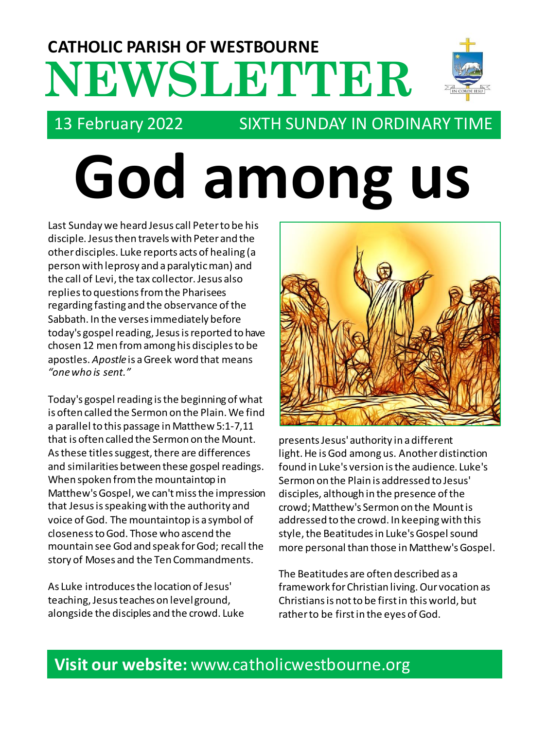**CATHOLIC PARISH OF WESTBOURNE**

# NEWSLETTER

13 February 2022 — SIXTH SUNDAY IN ORDINARY TIME

# God among us

Last Sunday we heard Jesus call Peter to be his disciple. Jesus then travels with Peter and the other disciples. Luke reports acts of healing (a person with leprosy and a paralytic man) and the call of Levi, the tax collector. Jesus also replies to questions from the Pharisees regarding fasting and the observance of the Sabbath. In the verses immediately before today's gospel reading, Jesus is reported to have chosen 12 men from among his disciples to be apostles. *Apostle* is a Greek word that means *"one who is sent."*

Today's gospel reading is the beginning of what is often called the Sermon on the Plain. We find a parallel to this passage in Matthew 5:1-7,11 that is often called the Sermon on the Mount. As these titles suggest, there are differences and similarities between these gospel readings. When spoken from the mountaintop in Matthew's Gospel, we can't miss the impression that Jesus is speaking with the authority and voice of God. The mountaintop is a symbol of closeness to God. Those who ascend the mountain see God and speak for God; recall the story of Moses and the Ten Commandments.

As Luke introduces the location of Jesus' teaching, Jesus teaches on level ground, alongside the disciples and the crowd. Luke presents Jesus' authority in a different light. He is God among us. Another distinction found in Luke's version is the audience. Luke's Sermon on the Plain is addressed to Jesus' disciples, although in the presence of the crowd; Matthew's Sermon on the Mount is addressed to the crowd. In keeping with this style, the Beatitudes in Luke's Gospel sound more personal than those in Matthew's Gospel.

The Beatitudes are often described as a framework for Christian living. Our vocation as Christians is not to be first in this world, but rather to be first in the eyes of God.

**Visit our website:** www.catholicwestbourne.org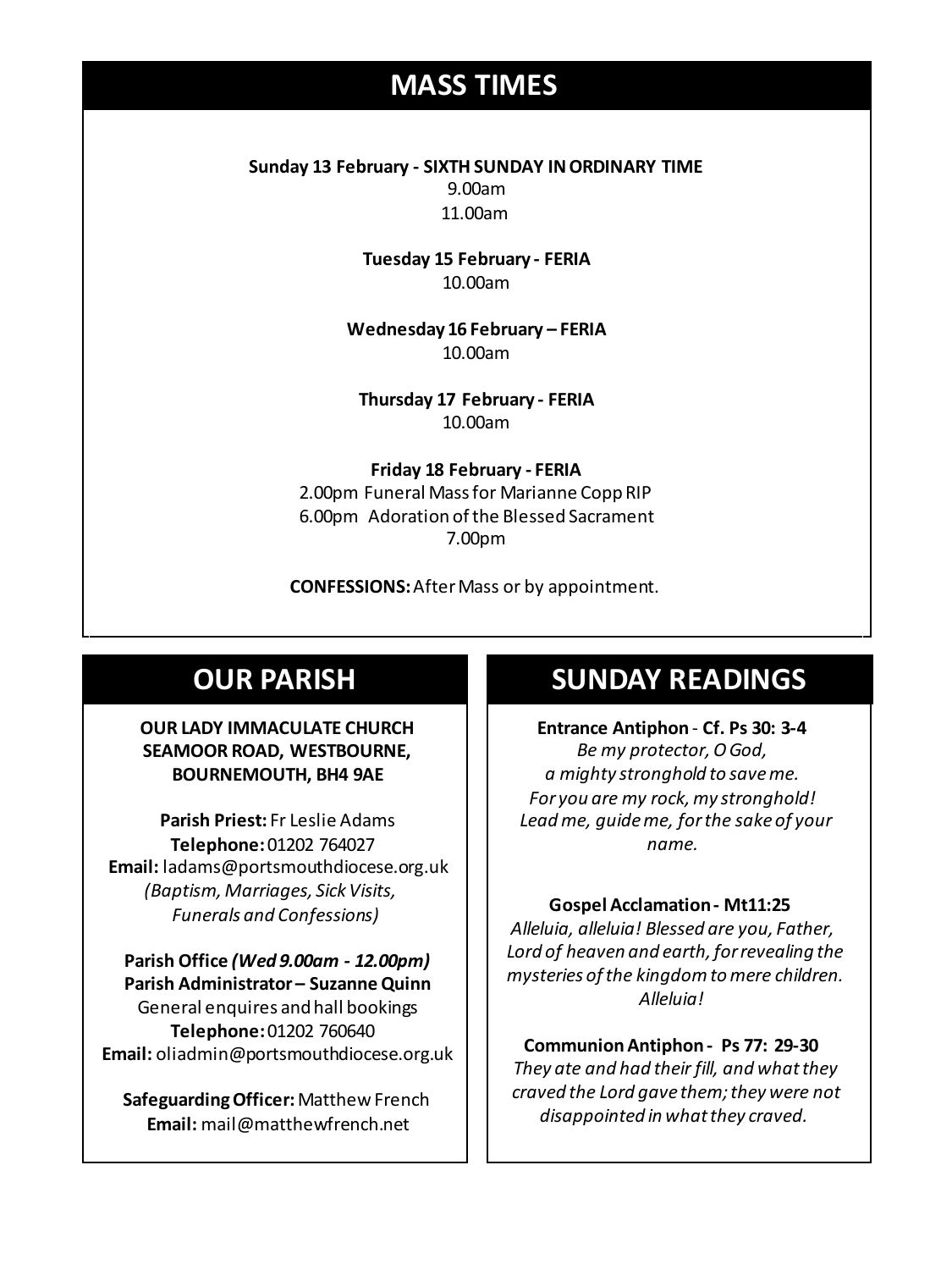## MASS TIMES

**Sunday 13 February - SIXTH SUNDAY IN ORDINARY TIME**
9.00am
11.00am

**Tuesday 15 February - FERIA**
10.00am

**Wednesday 16 February – FERIA**
10.00am

**Thursday 17 February - FERIA**
10.00am

**Friday 18 February - FERIA**
2.00pm Funeral Mass for Marianne Copp RIP
6.00pm Adoration of the Blessed Sacrament
7.00pm

**CONFESSIONS:** After Mass or by appointment.

## OUR PARISH

**OUR LADY IMMACULATE CHURCH**
**SEAMOOR ROAD, WESTBOURNE, BOURNEMOUTH, BH4 9AE**

**Parish Priest:** Fr Leslie Adams
**Telephone:** 01202 764027
**Email:** ladams@portsmouthdiocese.org.uk
*(Baptism, Marriages, Sick Visits, Funerals and Confessions)*

**Parish Office *(Wed 9.00am - 12.00pm)***
**Parish Administrator – Suzanne Quinn**
General enquires and hall bookings
**Telephone:** 01202 760640
**Email:** oliadmin@portsmouthdiocese.org.uk

**Safeguarding Officer:** Matthew French
**Email:** mail@matthewfrench.net

## SUNDAY READINGS

**Entrance Antiphon - Cf. Ps 30: 3-4**
*Be my protector, O God,*
*a mighty stronghold to save me.*
*For you are my rock, my stronghold!*
*Lead me, guide me, for the sake of your name.*

**Gospel Acclamation - Mt11:25**
*Alleluia, alleluia! Blessed are you, Father, Lord of heaven and earth, for revealing the mysteries of the kingdom to mere children. Alleluia!*

**Communion Antiphon - Ps 77: 29-30**
*They ate and had their fill, and what they craved the Lord gave them; they were not disappointed in what they craved.*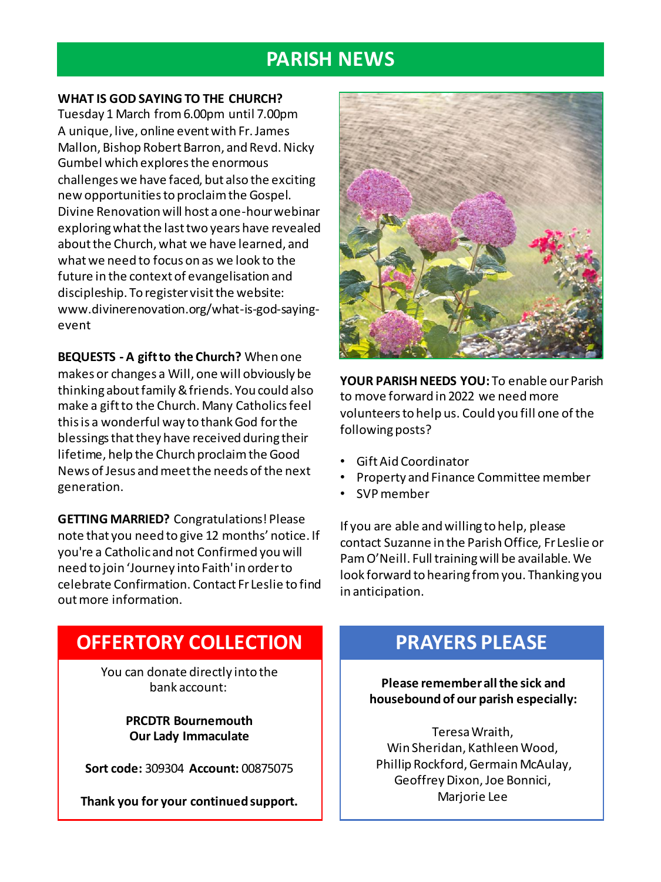# PARISH NEWS

**WHAT IS GOD SAYING TO THE CHURCH?**
Tuesday 1 March from 6.00pm until 7.00pm
A unique, live, online event with Fr. James Mallon, Bishop Robert Barron, and Revd. Nicky Gumbel which explores the enormous challenges we have faced, but also the exciting new opportunities to proclaim the Gospel. Divine Renovation will host a one-hour webinar exploring what the last two years have revealed about the Church, what we have learned, and what we need to focus on as we look to the future in the context of evangelisation and discipleship. To register visit the website: www.divinerenovation.org/what-is-god-saying-event

**BEQUESTS - A gift to the Church?** When one makes or changes a Will, one will obviously be thinking about family & friends. You could also make a gift to the Church. Many Catholics feel this is a wonderful way to thank God for the blessings that they have received during their lifetime, help the Church proclaim the Good News of Jesus and meet the needs of the next generation.

**GETTING MARRIED?** Congratulations! Please note that you need to give 12 months' notice. If you're a Catholic and not Confirmed you will need to join 'Journey into Faith' in order to celebrate Confirmation. Contact Fr Leslie to find out more information.

**YOUR PARISH NEEDS YOU:** To enable our Parish to move forward in 2022 we need more volunteers to help us. Could you fill one of the following posts?

- Gift Aid Coordinator
- Property and Finance Committee member
- SVP member

If you are able and willing to help, please contact Suzanne in the Parish Office, Fr Leslie or Pam O'Neill. Full training will be available. We look forward to hearing from you. Thanking you in anticipation.

## OFFERTORY COLLECTION

You can donate directly into the bank account:

**PRCDTR Bournemouth**
**Our Lady Immaculate**

**Sort code:** 309304 **Account:** 00875075

**Thank you for your continued support.**

## PRAYERS PLEASE

**Please remember all the sick and housebound of our parish especially:**

Teresa Wraith,
Win Sheridan, Kathleen Wood,
Phillip Rockford, Germain McAulay,
Geoffrey Dixon, Joe Bonnici,
Marjorie Lee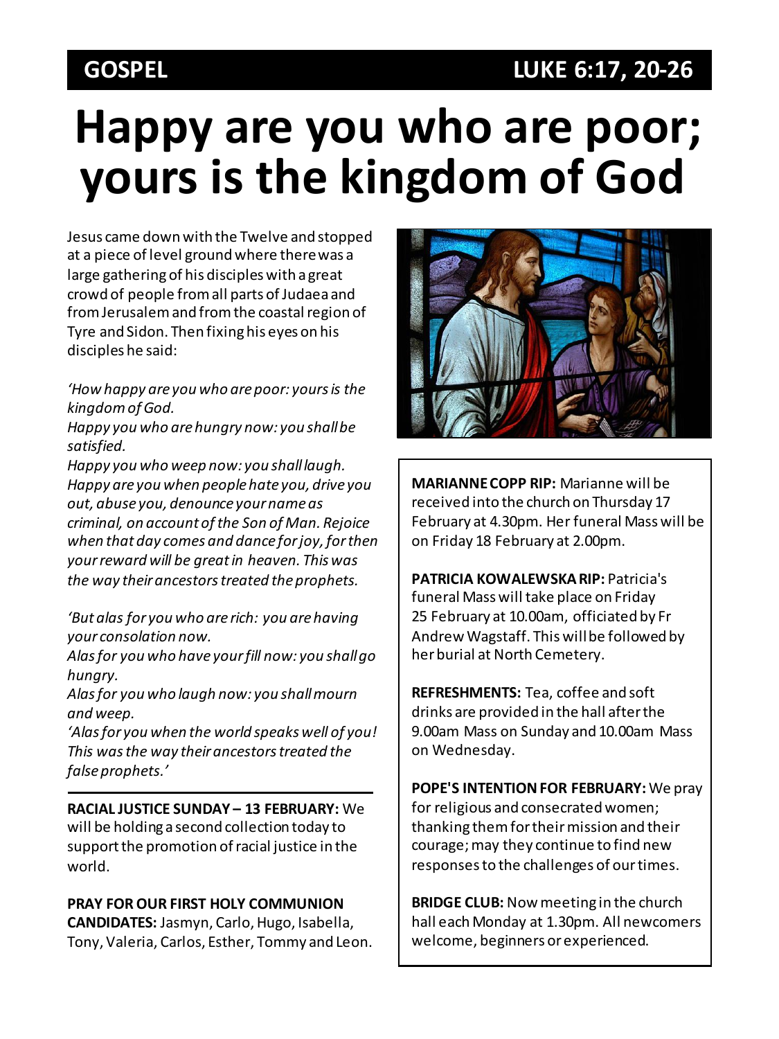## GOSPEL — LUKE 6:17, 20-26

# Happy are you who are poor; yours is the kingdom of God

Jesus came down with the Twelve and stopped at a piece of level ground where there was a large gathering of his disciples with a great crowd of people from all parts of Judaea and from Jerusalem and from the coastal region of Tyre and Sidon. Then fixing his eyes on his disciples he said:

*'How happy are you who are poor: yours is the kingdom of God.*
*Happy you who are hungry now: you shall be satisfied.*
*Happy you who weep now: you shall laugh.*
*Happy are you when people hate you, drive you out, abuse you, denounce your name as criminal, on account of the Son of Man. Rejoice when that day comes and dance for joy, for then your reward will be great in heaven. This was the way their ancestors treated the prophets.*

*'But alas for you who are rich: you are having your consolation now.*
*Alas for you who have your fill now: you shall go hungry.*
*Alas for you who laugh now: you shall mourn and weep.*
*'Alas for you when the world speaks well of you! This was the way their ancestors treated the false prophets.'*

---

**RACIAL JUSTICE SUNDAY – 13 FEBRUARY:** We will be holding a second collection today to support the promotion of racial justice in the world.

**PRAY FOR OUR FIRST HOLY COMMUNION CANDIDATES:** Jasmyn, Carlo, Hugo, Isabella, Tony, Valeria, Carlos, Esther, Tommy and Leon.

**MARIANNE COPP RIP:** Marianne will be received into the church on Thursday 17 February at 4.30pm. Her funeral Mass will be on Friday 18 February at 2.00pm.

**PATRICIA KOWALEWSKA RIP:** Patricia's funeral Mass will take place on Friday 25 February at 10.00am, officiated by Fr Andrew Wagstaff. This will be followed by her burial at North Cemetery.

**REFRESHMENTS:** Tea, coffee and soft drinks are provided in the hall after the 9.00am Mass on Sunday and 10.00am Mass on Wednesday.

**POPE'S INTENTION FOR FEBRUARY:** We pray for religious and consecrated women; thanking them for their mission and their courage; may they continue to find new responses to the challenges of our times.

**BRIDGE CLUB:** Now meeting in the church hall each Monday at 1.30pm. All newcomers welcome, beginners or experienced.